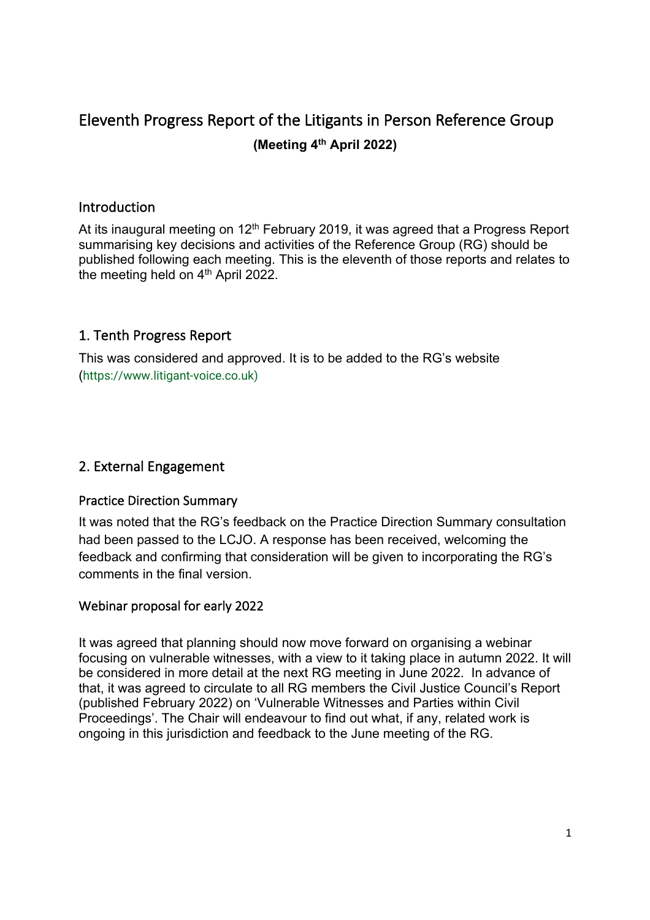# Eleventh Progress Report of the Litigants in Person Reference Group

**(Meeting 4th April 2022)**

## Introduction

At its inaugural meeting on 12th February 2019, it was agreed that a Progress Report summarising key decisions and activities of the Reference Group (RG) should be published following each meeting. This is the eleventh of those reports and relates to the meeting held on 4th April 2022.

## 1. Tenth Progress Report

This was considered and approved. It is to be added to the RG's website (https://www.litigant-voice.co.uk)

## 2. External Engagement

### Practice Direction Summary

It was noted that the RG's feedback on the Practice Direction Summary consultation had been passed to the LCJO. A response has been received, welcoming the feedback and confirming that consideration will be given to incorporating the RG's comments in the final version.

### Webinar proposal for early 2022

It was agreed that planning should now move forward on organising a webinar focusing on vulnerable witnesses, with a view to it taking place in autumn 2022. It will be considered in more detail at the next RG meeting in June 2022. In advance of that, it was agreed to circulate to all RG members the Civil Justice Council's Report (published February 2022) on 'Vulnerable Witnesses and Parties within Civil Proceedings'. The Chair will endeavour to find out what, if any, related work is ongoing in this jurisdiction and feedback to the June meeting of the RG.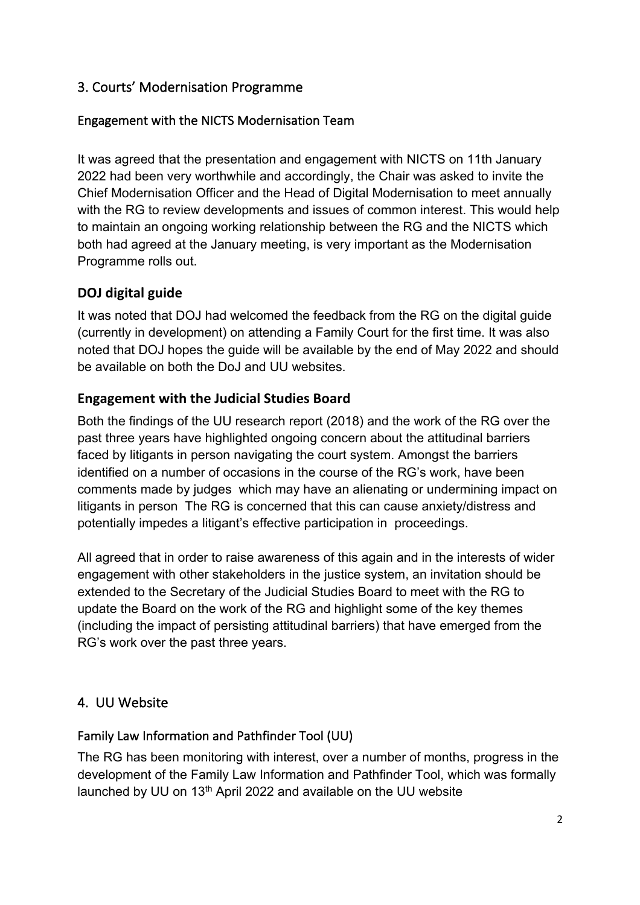## 3. Courts' Modernisation Programme

### Engagement with the NICTS Modernisation Team

It was agreed that the presentation and engagement with NICTS on 11th January 2022 had been very worthwhile and accordingly, the Chair was asked to invite the Chief Modernisation Officer and the Head of Digital Modernisation to meet annually with the RG to review developments and issues of common interest. This would help to maintain an ongoing working relationship between the RG and the NICTS which both had agreed at the January meeting, is very important as the Modernisation Programme rolls out.

### DOJ digital guide

It was noted that DOJ had welcomed the feedback from the RG on the digital guide (currently in development) on attending a Family Court for the first time. It was also noted that DOJ hopes the guide will be available by the end of May 2022 and should be available on both the DoJ and UU websites.

### Engagement with the Judicial Studies Board

Both the findings of the UU research report (2018) and the work of the RG over the past three years have highlighted ongoing concern about the attitudinal barriers faced by litigants in person navigating the court system. Amongst the barriers identified on a number of occasions in the course of the RG's work, have been comments made by judges which may have an alienating or undermining impact on litigants in person The RG is concerned that this can cause anxiety/distress and potentially impedes a litigant's effective participation in proceedings.

All agreed that in order to raise awareness of this again and in the interests of wider engagement with other stakeholders in the justice system, an invitation should be extended to the Secretary of the Judicial Studies Board to meet with the RG to update the Board on the work of the RG and highlight some of the key themes (including the impact of persisting attitudinal barriers) that have emerged from the RG's work over the past three years.

## 4. UU Website

### Family Law Information and Pathfinder Tool (UU)

The RG has been monitoring with interest, over a number of months, progress in the development of the Family Law Information and Pathfinder Tool, which was formally launched by UU on 13th April 2022 and available on the UU website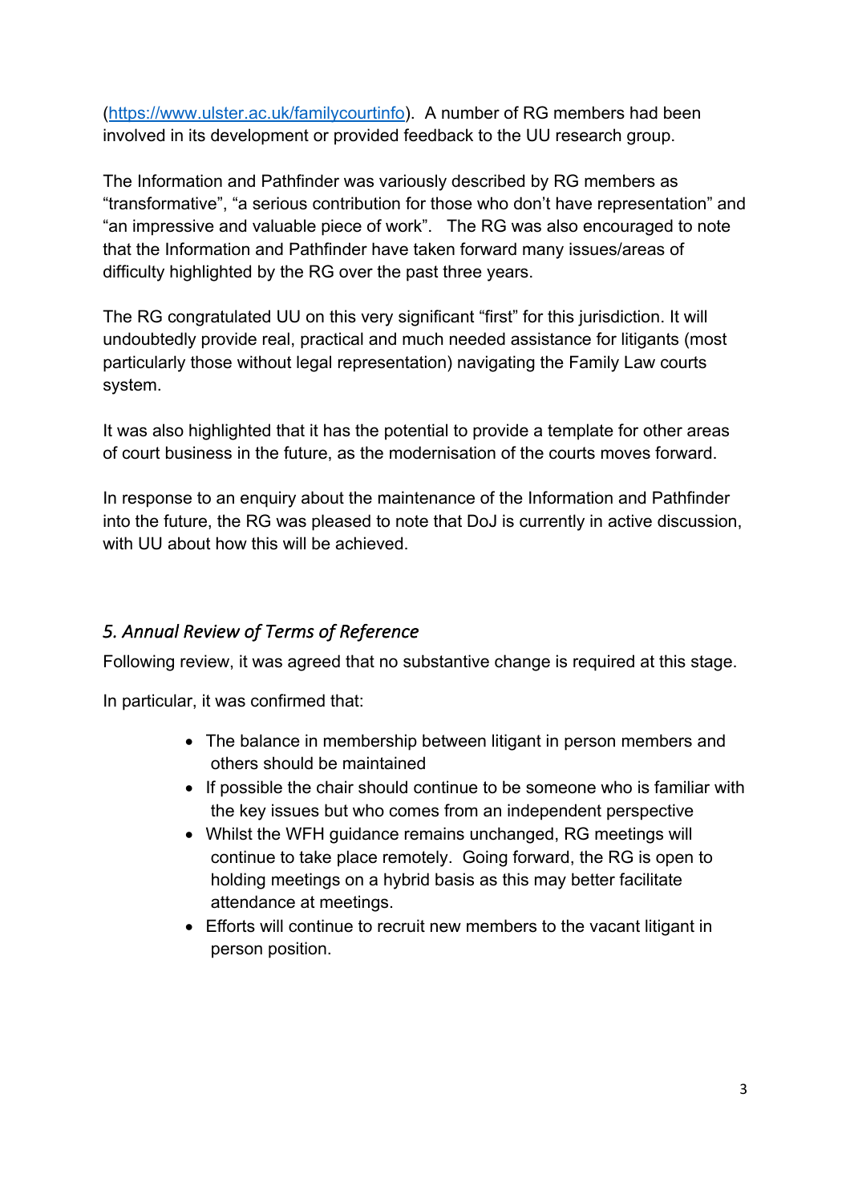([https://www.ulster.ac.uk/familycourtinfo](https://www.ulster.ac.uk/familycourtinfo)). A number of RG members had been involved in its development or provided feedback to the UU research group.

The Information and Pathfinder was variously described by RG members as "transformative", "a serious contribution for those who don't have representation" and "an impressive and valuable piece of work". The RG was also encouraged to note that the Information and Pathfinder have taken forward many issues/areas of difficulty highlighted by the RG over the past three years.

The RG congratulated UU on this very significant "first" for this jurisdiction. It will undoubtedly provide real, practical and much needed assistance for litigants (most particularly those without legal representation) navigating the Family Law courts system.

It was also highlighted that it has the potential to provide a template for other areas of court business in the future, as the modernisation of the courts moves forward.

In response to an enquiry about the maintenance of the Information and Pathfinder into the future, the RG was pleased to note that DoJ is currently in active discussion, with UU about how this will be achieved.

## *5. Annual Review of Terms of Reference*

Following review, it was agreed that no substantive change is required at this stage.

In particular, it was confirmed that:

- The balance in membership between litigant in person members and others should be maintained
- If possible the chair should continue to be someone who is familiar with the key issues but who comes from an independent perspective
- Whilst the WFH guidance remains unchanged, RG meetings will continue to take place remotely. Going forward, the RG is open to holding meetings on a hybrid basis as this may better facilitate attendance at meetings.
- Efforts will continue to recruit new members to the vacant litigant in person position.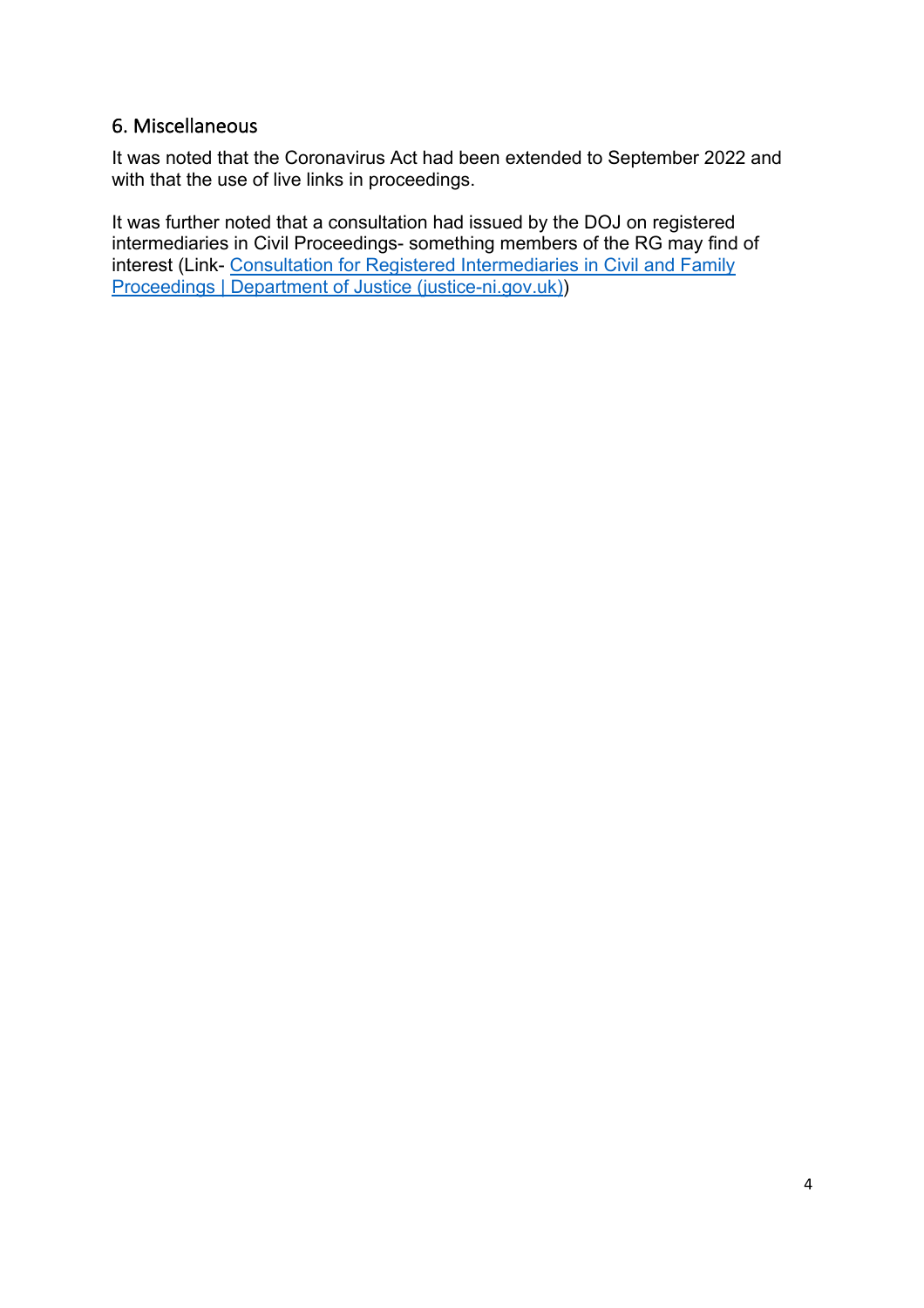## 6. Miscellaneous

It was noted that the Coronavirus Act had been extended to September 2022 and with that the use of live links in proceedings.

It was further noted that a consultation had issued by the DOJ on registered intermediaries in Civil Proceedings- something members of the RG may find of interest (Link- [Consultation for Registered Intermediaries in Civil and Family Proceedings | Department of Justice (justice-ni.gov.uk)](justice-ni.gov.uk))